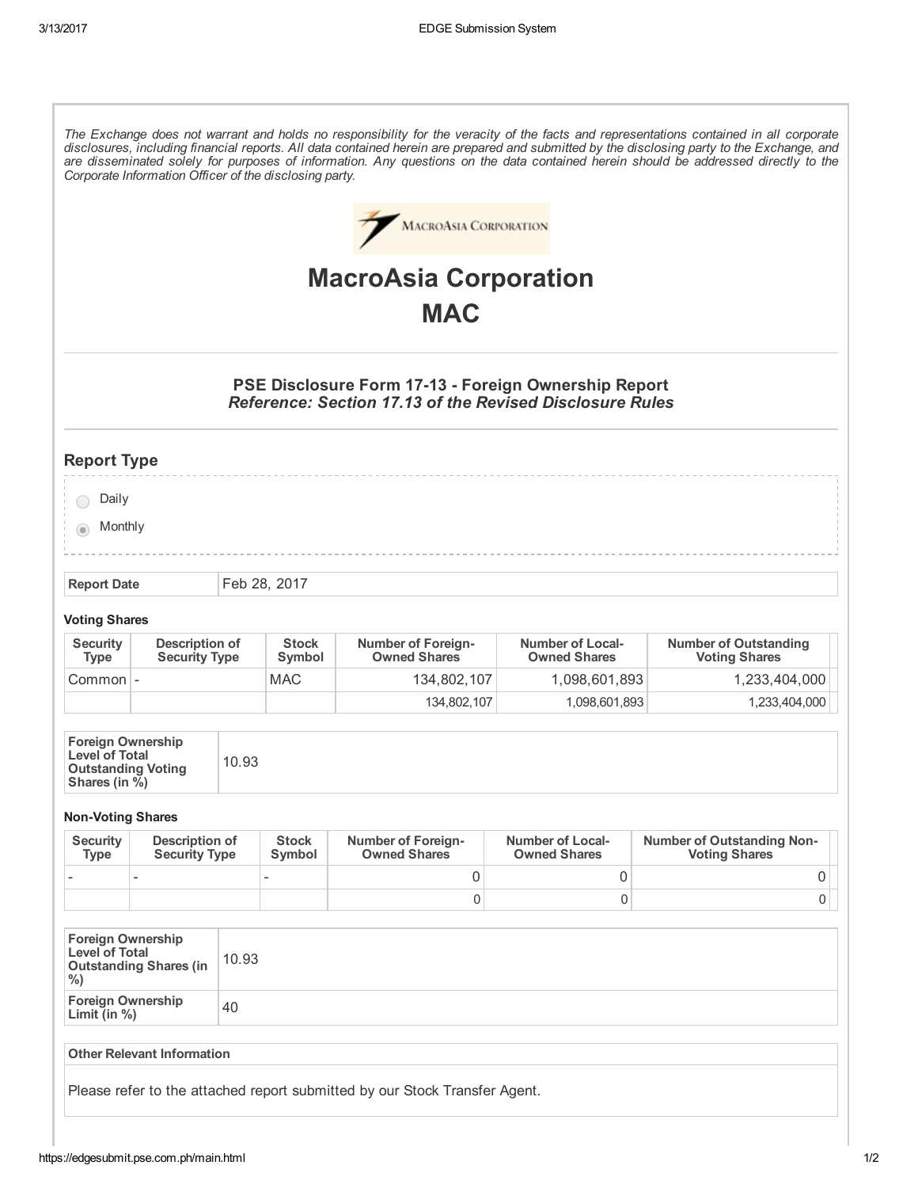*The Exchange does not warrant and holds no responsibility for the veracity of the facts and representations contained in all corporate disclosures, including financial reports. All data contained herein are prepared and submitted by the disclosing party to the Exchange, and are disseminated solely for purposes of information. Any questions on the data contained herein should be addressed directly to the Corporate Information Officer of the disclosing party.*

# MacroAsia Corporation
# MAC

### PSE Disclosure Form 17-13 - Foreign Ownership Report
***Reference: Section 17.13 of the Revised Disclosure Rules***

## Report Type

- ○ Daily
- ◉ Monthly

| Report Date | Feb 28, 2017 |
|---|---|

**Voting Shares**

| Security Type | Description of Security Type | Stock Symbol | Number of Foreign-Owned Shares | Number of Local-Owned Shares | Number of Outstanding Voting Shares |
|---|---|---|---|---|---|
| Common | - | MAC | 134,802,107 | 1,098,601,893 | 1,233,404,000 |
| | | | 134,802,107 | 1,098,601,893 | 1,233,404,000 |

| Foreign Ownership Level of Total Outstanding Voting Shares (in %) | 10.93 |
|---|---|

**Non-Voting Shares**

| Security Type | Description of Security Type | Stock Symbol | Number of Foreign-Owned Shares | Number of Local-Owned Shares | Number of Outstanding Non-Voting Shares |
|---|---|---|---|---|---|
| - | - | - | 0 | 0 | 0 |
| | | | 0 | 0 | 0 |

| Foreign Ownership Level of Total Outstanding Shares (in %) | 10.93 |
|---|---|
| Foreign Ownership Limit (in %) | 40 |

| Other Relevant Information |
|---|
| Please refer to the attached report submitted by our Stock Transfer Agent. |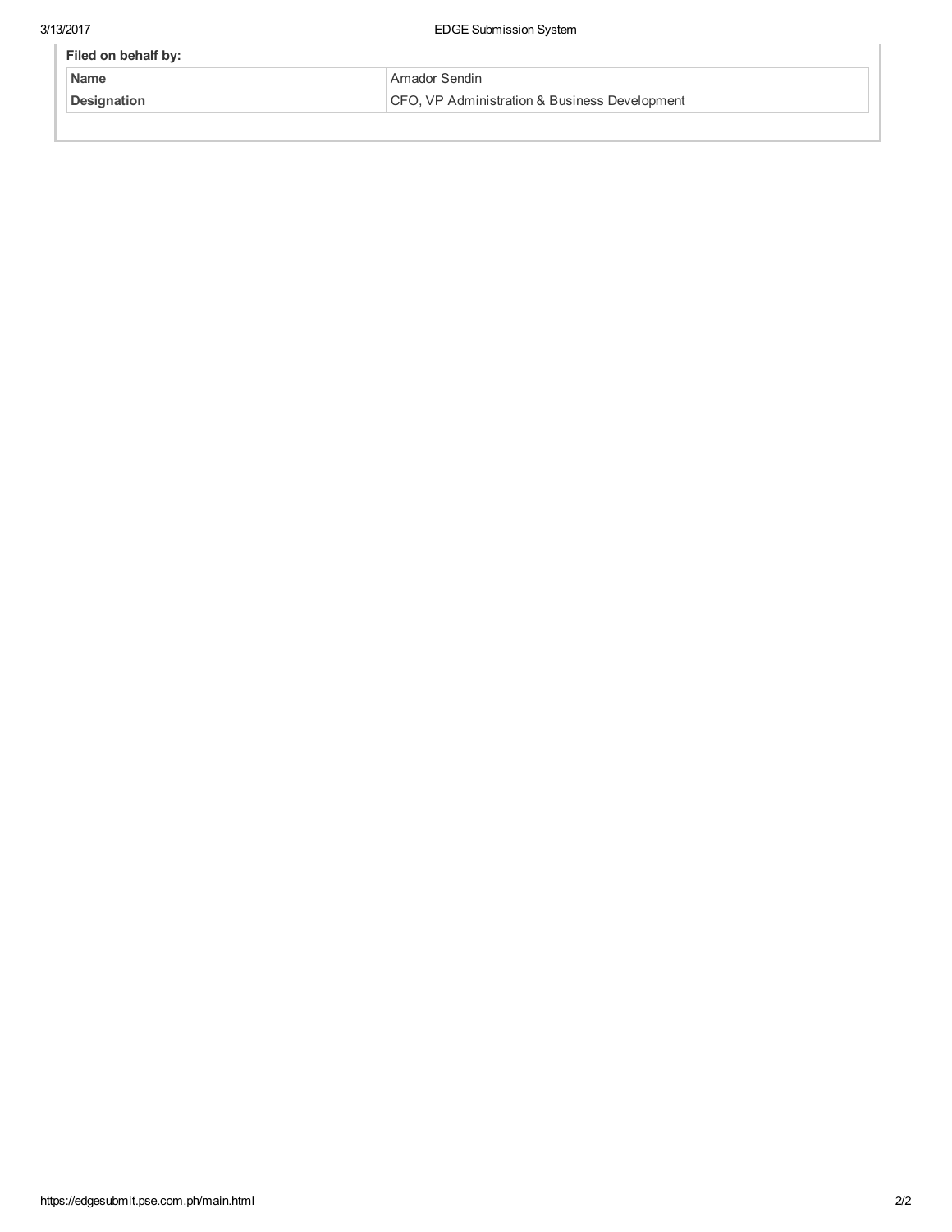**Filed on behalf by:**

| | |
|---|---|
| **Name** | Amador Sendin |
| **Designation** | CFO, VP Administration & Business Development |